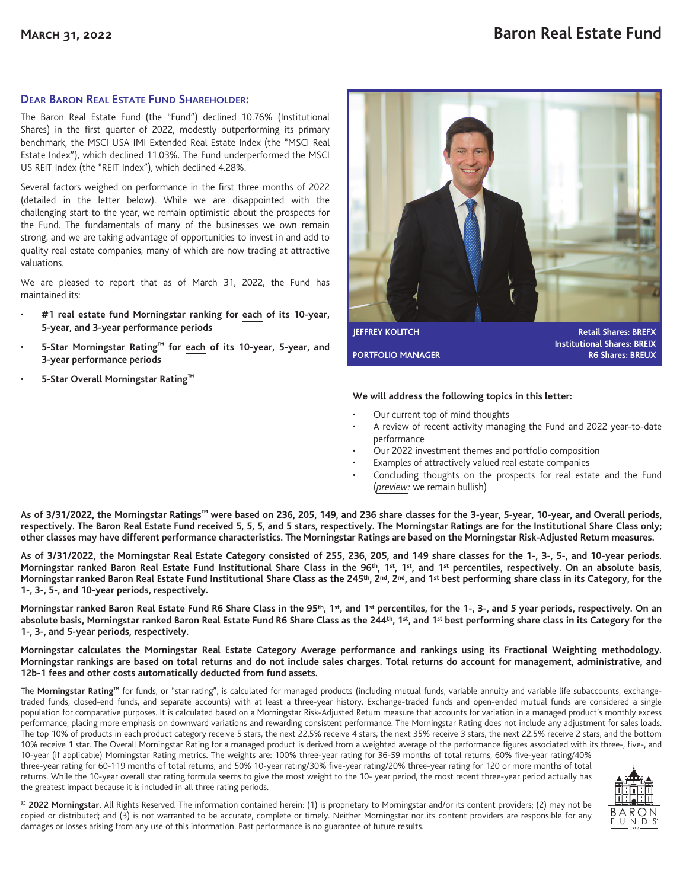March 31, 2022

# Baron Real Estate Fund

## Dear Baron Real Estate Fund Shareholder:

The Baron Real Estate Fund (the "Fund") declined 10.76% (Institutional Shares) in the first quarter of 2022, modestly outperforming its primary benchmark, the MSCI USA IMI Extended Real Estate Index (the "MSCI Real Estate Index"), which declined 11.03%. The Fund underperformed the MSCI US REIT Index (the "REIT Index"), which declined 4.28%.

Several factors weighed on performance in the first three months of 2022 (detailed in the letter below). While we are disappointed with the challenging start to the year, we remain optimistic about the prospects for the Fund. The fundamentals of many of the businesses we own remain strong, and we are taking advantage of opportunities to invest in and add to quality real estate companies, many of which are now trading at attractive valuations.

We are pleased to report that as of March 31, 2022, the Fund has maintained its:

- **#1 real estate fund Morningstar ranking for each of its 10-year, 5-year, and 3-year performance periods**
- **5-Star Morningstar Rating™ for each of its 10-year, 5-year, and 3-year performance periods**
- **5-Star Overall Morningstar Rating™**

**JEFFREY KOLITCH**

**PORTFOLIO MANAGER**

**Retail Shares: BREFX**
**Institutional Shares: BREIX**
**R6 Shares: BREUX**

**We will address the following topics in this letter:**

- Our current top of mind thoughts
- A review of recent activity managing the Fund and 2022 year-to-date performance
- Our 2022 investment themes and portfolio composition
- Examples of attractively valued real estate companies
- Concluding thoughts on the prospects for real estate and the Fund (*preview:* we remain bullish)

**As of 3/31/2022, the Morningstar Ratings™ were based on 236, 205, 149, and 236 share classes for the 3-year, 5-year, 10-year, and Overall periods, respectively. The Baron Real Estate Fund received 5, 5, 5, and 5 stars, respectively. The Morningstar Ratings are for the Institutional Share Class only; other classes may have different performance characteristics. The Morningstar Ratings are based on the Morningstar Risk-Adjusted Return measures.**

**As of 3/31/2022, the Morningstar Real Estate Category consisted of 255, 236, 205, and 149 share classes for the 1-, 3-, 5-, and 10-year periods. Morningstar ranked Baron Real Estate Fund Institutional Share Class in the 96th, 1st, 1st, and 1st percentiles, respectively. On an absolute basis, Morningstar ranked Baron Real Estate Fund Institutional Share Class as the 245th, 2nd, 2nd, and 1st best performing share class in its Category, for the 1-, 3-, 5-, and 10-year periods, respectively.**

**Morningstar ranked Baron Real Estate Fund R6 Share Class in the 95th, 1st, and 1st percentiles, for the 1-, 3-, and 5 year periods, respectively. On an absolute basis, Morningstar ranked Baron Real Estate Fund R6 Share Class as the 244th, 1st, and 1st best performing share class in its Category for the 1-, 3-, and 5-year periods, respectively.**

**Morningstar calculates the Morningstar Real Estate Category Average performance and rankings using its Fractional Weighting methodology. Morningstar rankings are based on total returns and do not include sales charges. Total returns do account for management, administrative, and 12b-1 fees and other costs automatically deducted from fund assets.**

The **Morningstar Rating™** for funds, or "star rating", is calculated for managed products (including mutual funds, variable annuity and variable life subaccounts, exchange-traded funds, closed-end funds, and separate accounts) with at least a three-year history. Exchange-traded funds and open-ended mutual funds are considered a single population for comparative purposes. It is calculated based on a Morningstar Risk-Adjusted Return measure that accounts for variation in a managed product's monthly excess performance, placing more emphasis on downward variations and rewarding consistent performance. The Morningstar Rating does not include any adjustment for sales loads. The top 10% of products in each product category receive 5 stars, the next 22.5% receive 4 stars, the next 35% receive 3 stars, the next 22.5% receive 2 stars, and the bottom 10% receive 1 star. The Overall Morningstar Rating for a managed product is derived from a weighted average of the performance figures associated with its three-, five-, and 10-year (if applicable) Morningstar Rating metrics. The weights are: 100% three-year rating for 36-59 months of total returns, 60% five-year rating/40% three-year rating for 60-119 months of total returns, and 50% 10-year rating/30% five-year rating/20% three-year rating for 120 or more months of total returns. While the 10-year overall star rating formula seems to give the most weight to the 10- year period, the most recent three-year period actually has the greatest impact because it is included in all three rating periods.

© **2022 Morningstar.** All Rights Reserved. The information contained herein: (1) is proprietary to Morningstar and/or its content providers; (2) may not be copied or distributed; and (3) is not warranted to be accurate, complete or timely. Neither Morningstar nor its content providers are responsible for any damages or losses arising from any use of this information. Past performance is no guarantee of future results.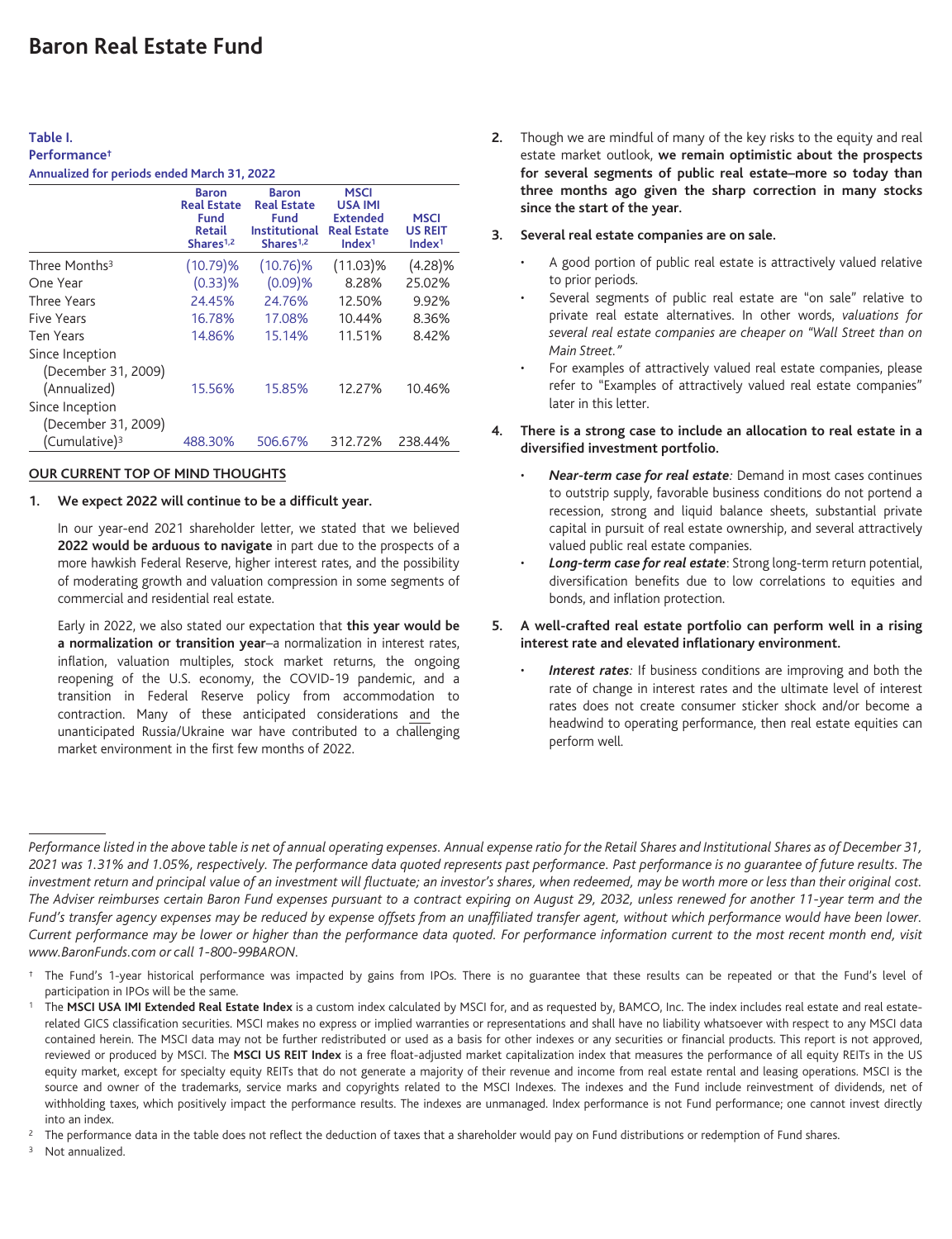# Baron Real Estate Fund

**Table I.**
**Performance†**
**Annualized for periods ended March 31, 2022**

| | Baron Real Estate Fund Retail Shares[1,2] | Baron Real Estate Fund Institutional Shares[1,2] | MSCI USA IMI Extended Real Estate Index[1] | MSCI US REIT Index[1] |
|---|---|---|---|---|
| Three Months[3] | (10.79)% | (10.76)% | (11.03)% | (4.28)% |
| One Year | (0.33)% | (0.09)% | 8.28% | 25.02% |
| Three Years | 24.45% | 24.76% | 12.50% | 9.92% |
| Five Years | 16.78% | 17.08% | 10.44% | 8.36% |
| Ten Years | 14.86% | 15.14% | 11.51% | 8.42% |
| Since Inception (December 31, 2009) (Annualized) | 15.56% | 15.85% | 12.27% | 10.46% |
| Since Inception (December 31, 2009) (Cumulative)[3] | 488.30% | 506.67% | 312.72% | 238.44% |

## OUR CURRENT TOP OF MIND THOUGHTS

1. **We expect 2022 will continue to be a difficult year.**

   In our year-end 2021 shareholder letter, we stated that we believed **2022 would be arduous to navigate** in part due to the prospects of a more hawkish Federal Reserve, higher interest rates, and the possibility of moderating growth and valuation compression in some segments of commercial and residential real estate.

   Early in 2022, we also stated our expectation that **this year would be a normalization or transition year**–a normalization in interest rates, inflation, valuation multiples, stock market returns, the ongoing reopening of the U.S. economy, the COVID-19 pandemic, and a transition in Federal Reserve policy from accommodation to contraction. Many of these anticipated considerations and the unanticipated Russia/Ukraine war have contributed to a challenging market environment in the first few months of 2022.

2. Though we are mindful of many of the key risks to the equity and real estate market outlook, **we remain optimistic about the prospects for several segments of public real estate–more so today than three months ago given the sharp correction in many stocks since the start of the year.**

3. **Several real estate companies are on sale.**

   - A good portion of public real estate is attractively valued relative to prior periods.
   - Several segments of public real estate are "on sale" relative to private real estate alternatives. In other words, *valuations for several real estate companies are cheaper on "Wall Street than on Main Street."*
   - For examples of attractively valued real estate companies, please refer to "Examples of attractively valued real estate companies" later in this letter.

4. **There is a strong case to include an allocation to real estate in a diversified investment portfolio.**

   - ***Near-term case for real estate****:* Demand in most cases continues to outstrip supply, favorable business conditions do not portend a recession, strong and liquid balance sheets, substantial private capital in pursuit of real estate ownership, and several attractively valued public real estate companies.
   - ***Long-term case for real estate***: Strong long-term return potential, diversification benefits due to low correlations to equities and bonds, and inflation protection.

5. **A well-crafted real estate portfolio can perform well in a rising interest rate and elevated inflationary environment.**

   - ***Interest rates****:* If business conditions are improving and both the rate of change in interest rates and the ultimate level of interest rates does not create consumer sticker shock and/or become a headwind to operating performance, then real estate equities can perform well.

---

*Performance listed in the above table is net of annual operating expenses. Annual expense ratio for the Retail Shares and Institutional Shares as of December 31, 2021 was 1.31% and 1.05%, respectively. The performance data quoted represents past performance. Past performance is no guarantee of future results. The investment return and principal value of an investment will fluctuate; an investor's shares, when redeemed, may be worth more or less than their original cost. The Adviser reimburses certain Baron Fund expenses pursuant to a contract expiring on August 29, 2032, unless renewed for another 11-year term and the Fund's transfer agency expenses may be reduced by expense offsets from an unaffiliated transfer agent, without which performance would have been lower. Current performance may be lower or higher than the performance data quoted. For performance information current to the most recent month end, visit www.BaronFunds.com or call 1-800-99BARON.*

† The Fund's 1-year historical performance was impacted by gains from IPOs. There is no guarantee that these results can be repeated or that the Fund's level of participation in IPOs will be the same.

[1] The **MSCI USA IMI Extended Real Estate Index** is a custom index calculated by MSCI for, and as requested by, BAMCO, Inc. The index includes real estate and real estate-related GICS classification securities. MSCI makes no express or implied warranties or representations and shall have no liability whatsoever with respect to any MSCI data contained herein. The MSCI data may not be further redistributed or used as a basis for other indexes or any securities or financial products. This report is not approved, reviewed or produced by MSCI. The **MSCI US REIT Index** is a free float-adjusted market capitalization index that measures the performance of all equity REITs in the US equity market, except for specialty equity REITs that do not generate a majority of their revenue and income from real estate rental and leasing operations. MSCI is the source and owner of the trademarks, service marks and copyrights related to the MSCI Indexes. The indexes and the Fund include reinvestment of dividends, net of withholding taxes, which positively impact the performance results. The indexes are unmanaged. Index performance is not Fund performance; one cannot invest directly into an index.

[2] The performance data in the table does not reflect the deduction of taxes that a shareholder would pay on Fund distributions or redemption of Fund shares.

[3] Not annualized.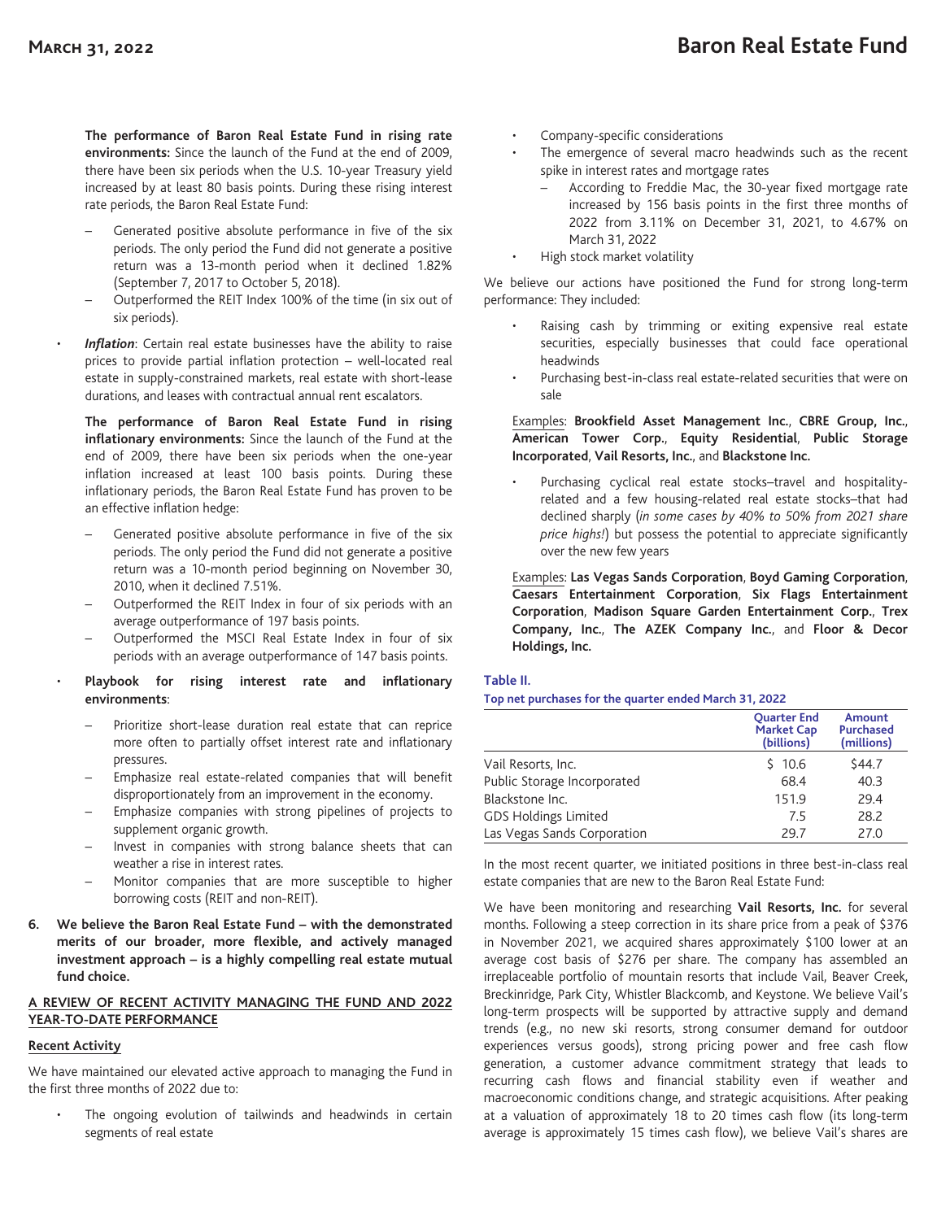**The performance of Baron Real Estate Fund in rising rate environments:** Since the launch of the Fund at the end of 2009, there have been six periods when the U.S. 10-year Treasury yield increased by at least 80 basis points. During these rising interest rate periods, the Baron Real Estate Fund:

- Generated positive absolute performance in five of the six periods. The only period the Fund did not generate a positive return was a 13-month period when it declined 1.82% (September 7, 2017 to October 5, 2018).
- Outperformed the REIT Index 100% of the time (in six out of six periods).

- ***Inflation***: Certain real estate businesses have the ability to raise prices to provide partial inflation protection – well-located real estate in supply-constrained markets, real estate with short-lease durations, and leases with contractual annual rent escalators.

  **The performance of Baron Real Estate Fund in rising inflationary environments:** Since the launch of the Fund at the end of 2009, there have been six periods when the one-year inflation increased at least 100 basis points. During these inflationary periods, the Baron Real Estate Fund has proven to be an effective inflation hedge:

  - Generated positive absolute performance in five of the six periods. The only period the Fund did not generate a positive return was a 10-month period beginning on November 30, 2010, when it declined 7.51%.
  - Outperformed the REIT Index in four of six periods with an average outperformance of 197 basis points.
  - Outperformed the MSCI Real Estate Index in four of six periods with an average outperformance of 147 basis points.

- **Playbook for rising interest rate and inflationary environments**:

  - Prioritize short-lease duration real estate that can reprice more often to partially offset interest rate and inflationary pressures.
  - Emphasize real estate-related companies that will benefit disproportionately from an improvement in the economy.
  - Emphasize companies with strong pipelines of projects to supplement organic growth.
  - Invest in companies with strong balance sheets that can weather a rise in interest rates.
  - Monitor companies that are more susceptible to higher borrowing costs (REIT and non-REIT).

6. **We believe the Baron Real Estate Fund – with the demonstrated merits of our broader, more flexible, and actively managed investment approach – is a highly compelling real estate mutual fund choice.**

## A REVIEW OF RECENT ACTIVITY MANAGING THE FUND AND 2022 YEAR-TO-DATE PERFORMANCE

### Recent Activity

We have maintained our elevated active approach to managing the Fund in the first three months of 2022 due to:

- The ongoing evolution of tailwinds and headwinds in certain segments of real estate
- Company-specific considerations
- The emergence of several macro headwinds such as the recent spike in interest rates and mortgage rates
  - According to Freddie Mac, the 30-year fixed mortgage rate increased by 156 basis points in the first three months of 2022 from 3.11% on December 31, 2021, to 4.67% on March 31, 2022
- High stock market volatility

We believe our actions have positioned the Fund for strong long-term performance: They included:

- Raising cash by trimming or exiting expensive real estate securities, especially businesses that could face operational headwinds
- Purchasing best-in-class real estate-related securities that were on sale

Examples: **Brookfield Asset Management Inc.**, **CBRE Group, Inc.**, **American Tower Corp.**, **Equity Residential**, **Public Storage Incorporated**, **Vail Resorts, Inc.**, and **Blackstone Inc.**

- Purchasing cyclical real estate stocks–travel and hospitality-related and a few housing-related real estate stocks–that had declined sharply (*in some cases by 40% to 50% from 2021 share price highs!*) but possess the potential to appreciate significantly over the new few years

Examples: **Las Vegas Sands Corporation**, **Boyd Gaming Corporation**, **Caesars Entertainment Corporation**, **Six Flags Entertainment Corporation**, **Madison Square Garden Entertainment Corp.**, **Trex Company, Inc.**, **The AZEK Company Inc.**, and **Floor & Decor Holdings, Inc.**

**Table II.**
**Top net purchases for the quarter ended March 31, 2022**

| | Quarter End Market Cap (billions) | Amount Purchased (millions) |
|---|---|---|
| Vail Resorts, Inc. | $ 10.6 | $44.7 |
| Public Storage Incorporated | 68.4 | 40.3 |
| Blackstone Inc. | 151.9 | 29.4 |
| GDS Holdings Limited | 7.5 | 28.2 |
| Las Vegas Sands Corporation | 29.7 | 27.0 |

In the most recent quarter, we initiated positions in three best-in-class real estate companies that are new to the Baron Real Estate Fund:

We have been monitoring and researching **Vail Resorts, Inc.** for several months. Following a steep correction in its share price from a peak of $376 in November 2021, we acquired shares approximately $100 lower at an average cost basis of $276 per share. The company has assembled an irreplaceable portfolio of mountain resorts that include Vail, Beaver Creek, Breckinridge, Park City, Whistler Blackcomb, and Keystone. We believe Vail's long-term prospects will be supported by attractive supply and demand trends (e.g., no new ski resorts, strong consumer demand for outdoor experiences versus goods), strong pricing power and free cash flow generation, a customer advance commitment strategy that leads to recurring cash flows and financial stability even if weather and macroeconomic conditions change, and strategic acquisitions. After peaking at a valuation of approximately 18 to 20 times cash flow (its long-term average is approximately 15 times cash flow), we believe Vail's shares are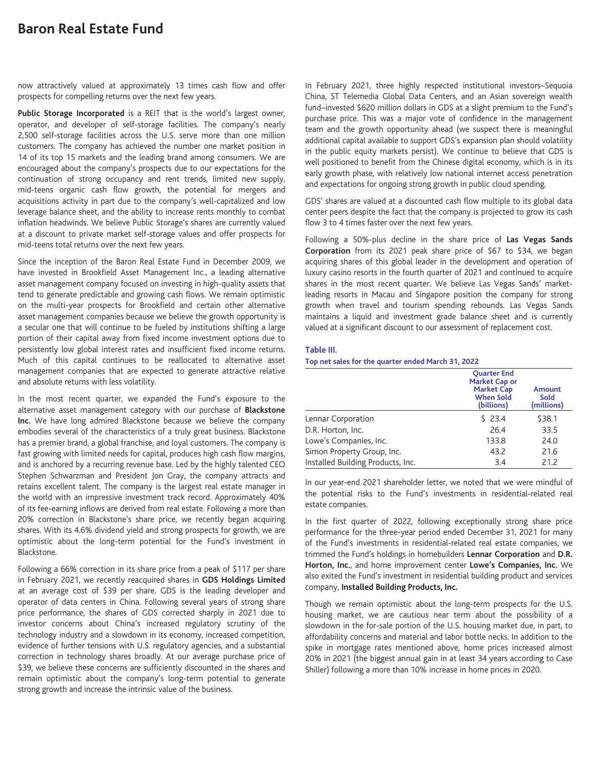now attractively valued at approximately 13 times cash flow and offer prospects for compelling returns over the next few years.

**Public Storage Incorporated** is a REIT that is the world's largest owner, operator, and developer of self-storage facilities. The company's nearly 2,500 self-storage facilities across the U.S. serve more than one million customers. The company has achieved the number one market position in 14 of its top 15 markets and the leading brand among consumers. We are encouraged about the company's prospects due to our expectations for the continuation of strong occupancy and rent trends, limited new supply, mid-teens organic cash flow growth, the potential for mergers and acquisitions activity in part due to the company's well-capitalized and low leverage balance sheet, and the ability to increase rents monthly to combat inflation headwinds. We believe Public Storage's shares are currently valued at a discount to private market self-storage values and offer prospects for mid-teens total returns over the next few years.

Since the inception of the Baron Real Estate Fund in December 2009, we have invested in Brookfield Asset Management Inc., a leading alternative asset management company focused on investing in high-quality assets that tend to generate predictable and growing cash flows. We remain optimistic on the multi-year prospects for Brookfield and certain other alternative asset management companies because we believe the growth opportunity is a secular one that will continue to be fueled by institutions shifting a large portion of their capital away from fixed income investment options due to persistently low global interest rates and insufficient fixed income returns. Much of this capital continues to be reallocated to alternative asset management companies that are expected to generate attractive relative and absolute returns with less volatility.

In the most recent quarter, we expanded the Fund's exposure to the alternative asset management category with our purchase of **Blackstone Inc.** We have long admired Blackstone because we believe the company embodies several of the characteristics of a truly great business. Blackstone has a premier brand, a global franchise, and loyal customers. The company is fast growing with limited needs for capital, produces high cash flow margins, and is anchored by a recurring revenue base. Led by the highly talented CEO Stephen Schwarzman and President Jon Gray, the company attracts and retains excellent talent. The company is the largest real estate manager in the world with an impressive investment track record. Approximately 40% of its fee-earning inflows are derived from real estate. Following a more than 20% correction in Blackstone's share price, we recently began acquiring shares. With its 4.6% dividend yield and strong prospects for growth, we are optimistic about the long-term potential for the Fund's investment in Blackstone.

Following a 66% correction in its share price from a peak of $117 per share in February 2021, we recently reacquired shares in **GDS Holdings Limited** at an average cost of $39 per share. GDS is the leading developer and operator of data centers in China. Following several years of strong share price performance, the shares of GDS corrected sharply in 2021 due to investor concerns about China's increased regulatory scrutiny of the technology industry and a slowdown in its economy, increased competition, evidence of further tensions with U.S. regulatory agencies, and a substantial correction in technology shares broadly. At our average purchase price of $39, we believe these concerns are sufficiently discounted in the shares and remain optimistic about the company's long-term potential to generate strong growth and increase the intrinsic value of the business.

In February 2021, three highly respected institutional investors–Sequoia China, ST Telemedia Global Data Centers, and an Asian sovereign wealth fund–invested $620 million dollars in GDS at a slight premium to the Fund's purchase price. This was a major vote of confidence in the management team and the growth opportunity ahead (we suspect there is meaningful additional capital available to support GDS's expansion plan should volatility in the public equity markets persist). We continue to believe that GDS is well positioned to benefit from the Chinese digital economy, which is in its early growth phase, with relatively low national internet access penetration and expectations for ongoing strong growth in public cloud spending.

GDS' shares are valued at a discounted cash flow multiple to its global data center peers despite the fact that the company is projected to grow its cash flow 3 to 4 times faster over the next few years.

Following a 50%-plus decline in the share price of **Las Vegas Sands Corporation** from its 2021 peak share price of $67 to $34, we began acquiring shares of this global leader in the development and operation of luxury casino resorts in the fourth quarter of 2021 and continued to acquire shares in the most recent quarter. We believe Las Vegas Sands' market-leading resorts in Macau and Singapore position the company for strong growth when travel and tourism spending rebounds. Las Vegas Sands maintains a liquid and investment grade balance sheet and is currently valued at a significant discount to our assessment of replacement cost.

**Table III.**
**Top net sales for the quarter ended March 31, 2022**

| | Quarter End Market Cap or Market Cap When Sold (billions) | Amount Sold (millions) |
|---|---|---|
| Lennar Corporation | $ 23.4 | $38.1 |
| D.R. Horton, Inc. | 26.4 | 33.5 |
| Lowe's Companies, Inc. | 133.8 | 24.0 |
| Simon Property Group, Inc. | 43.2 | 21.6 |
| Installed Building Products, Inc. | 3.4 | 21.2 |

In our year-end 2021 shareholder letter, we noted that we were mindful of the potential risks to the Fund's investments in residential-related real estate companies.

In the first quarter of 2022, following exceptionally strong share price performance for the three-year period ended December 31, 2021 for many of the Fund's investments in residential-related real estate companies, we trimmed the Fund's holdings in homebuilders **Lennar Corporation** and **D.R. Horton, Inc.**, and home improvement center **Lowe's Companies, Inc.** We also exited the Fund's investment in residential building product and services company, **Installed Building Products, Inc.**

Though we remain optimistic about the long-term prospects for the U.S. housing market, we are cautious near term about the possibility of a slowdown in the for-sale portion of the U.S. housing market due, in part, to affordability concerns and material and labor bottle necks. In addition to the spike in mortgage rates mentioned above, home prices increased almost 20% in 2021 (the biggest annual gain in at least 34 years according to Case Shiller) following a more than 10% increase in home prices in 2020.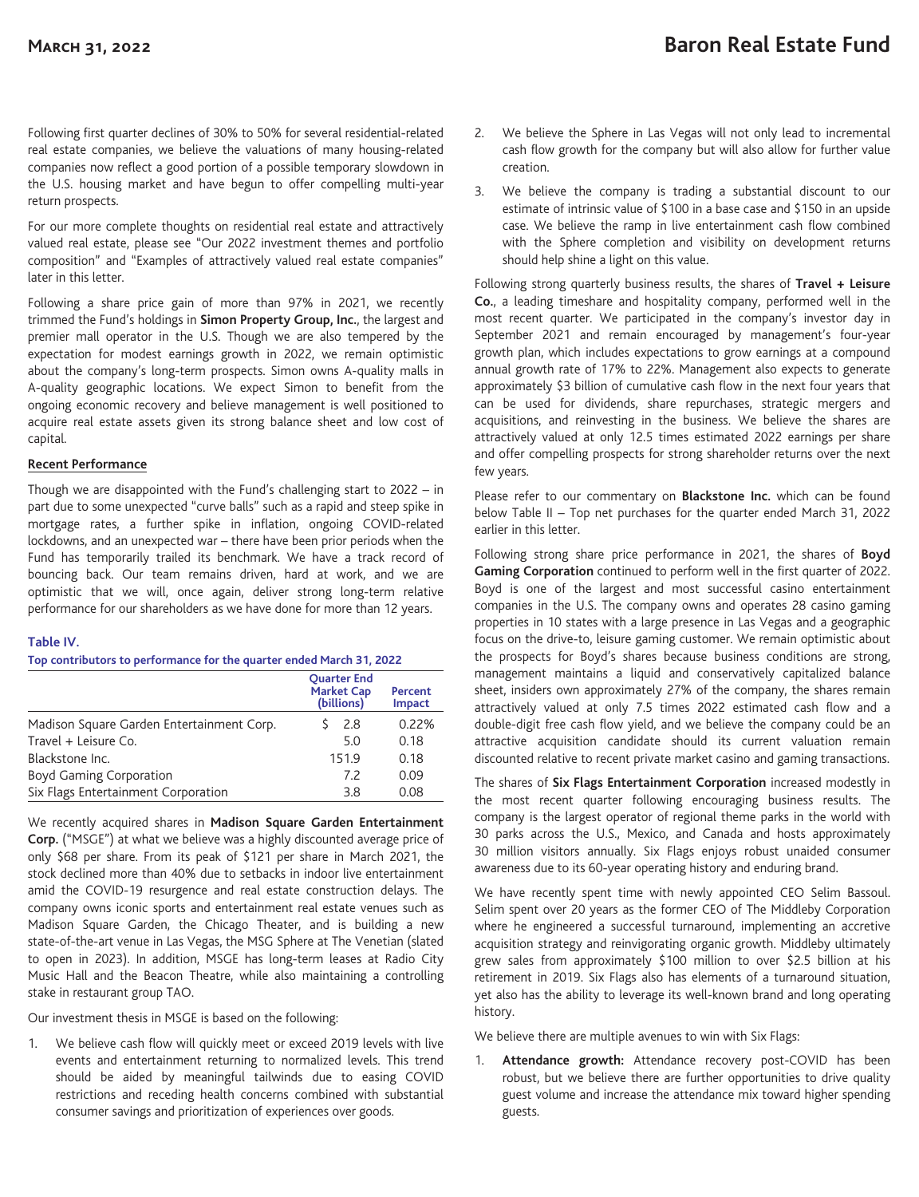Following first quarter declines of 30% to 50% for several residential-related real estate companies, we believe the valuations of many housing-related companies now reflect a good portion of a possible temporary slowdown in the U.S. housing market and have begun to offer compelling multi-year return prospects.

For our more complete thoughts on residential real estate and attractively valued real estate, please see "Our 2022 investment themes and portfolio composition" and "Examples of attractively valued real estate companies" later in this letter.

Following a share price gain of more than 97% in 2021, we recently trimmed the Fund's holdings in **Simon Property Group, Inc.**, the largest and premier mall operator in the U.S. Though we are also tempered by the expectation for modest earnings growth in 2022, we remain optimistic about the company's long-term prospects. Simon owns A-quality malls in A-quality geographic locations. We expect Simon to benefit from the ongoing economic recovery and believe management is well positioned to acquire real estate assets given its strong balance sheet and low cost of capital.

**Recent Performance**

Though we are disappointed with the Fund's challenging start to 2022 – in part due to some unexpected "curve balls" such as a rapid and steep spike in mortgage rates, a further spike in inflation, ongoing COVID-related lockdowns, and an unexpected war – there have been prior periods when the Fund has temporarily trailed its benchmark. We have a track record of bouncing back. Our team remains driven, hard at work, and we are optimistic that we will, once again, deliver strong long-term relative performance for our shareholders as we have done for more than 12 years.

**Table IV.**

**Top contributors to performance for the quarter ended March 31, 2022**

| | Quarter End Market Cap (billions) | Percent Impact |
|---|---|---|
| Madison Square Garden Entertainment Corp. | $ 2.8 | 0.22% |
| Travel + Leisure Co. | 5.0 | 0.18 |
| Blackstone Inc. | 151.9 | 0.18 |
| Boyd Gaming Corporation | 7.2 | 0.09 |
| Six Flags Entertainment Corporation | 3.8 | 0.08 |

We recently acquired shares in **Madison Square Garden Entertainment Corp.** ("MSGE") at what we believe was a highly discounted average price of only $68 per share. From its peak of $121 per share in March 2021, the stock declined more than 40% due to setbacks in indoor live entertainment amid the COVID-19 resurgence and real estate construction delays. The company owns iconic sports and entertainment real estate venues such as Madison Square Garden, the Chicago Theater, and is building a new state-of-the-art venue in Las Vegas, the MSG Sphere at The Venetian (slated to open in 2023). In addition, MSGE has long-term leases at Radio City Music Hall and the Beacon Theatre, while also maintaining a controlling stake in restaurant group TAO.

Our investment thesis in MSGE is based on the following:

1. We believe cash flow will quickly meet or exceed 2019 levels with live events and entertainment returning to normalized levels. This trend should be aided by meaningful tailwinds due to easing COVID restrictions and receding health concerns combined with substantial consumer savings and prioritization of experiences over goods.
2. We believe the Sphere in Las Vegas will not only lead to incremental cash flow growth for the company but will also allow for further value creation.
3. We believe the company is trading a substantial discount to our estimate of intrinsic value of $100 in a base case and $150 in an upside case. We believe the ramp in live entertainment cash flow combined with the Sphere completion and visibility on development returns should help shine a light on this value.

Following strong quarterly business results, the shares of **Travel + Leisure Co.**, a leading timeshare and hospitality company, performed well in the most recent quarter. We participated in the company's investor day in September 2021 and remain encouraged by management's four-year growth plan, which includes expectations to grow earnings at a compound annual growth rate of 17% to 22%. Management also expects to generate approximately $3 billion of cumulative cash flow in the next four years that can be used for dividends, share repurchases, strategic mergers and acquisitions, and reinvesting in the business. We believe the shares are attractively valued at only 12.5 times estimated 2022 earnings per share and offer compelling prospects for strong shareholder returns over the next few years.

Please refer to our commentary on **Blackstone Inc.** which can be found below Table II – Top net purchases for the quarter ended March 31, 2022 earlier in this letter.

Following strong share price performance in 2021, the shares of **Boyd Gaming Corporation** continued to perform well in the first quarter of 2022. Boyd is one of the largest and most successful casino entertainment companies in the U.S. The company owns and operates 28 casino gaming properties in 10 states with a large presence in Las Vegas and a geographic focus on the drive-to, leisure gaming customer. We remain optimistic about the prospects for Boyd's shares because business conditions are strong, management maintains a liquid and conservatively capitalized balance sheet, insiders own approximately 27% of the company, the shares remain attractively valued at only 7.5 times 2022 estimated cash flow and a double-digit free cash flow yield, and we believe the company could be an attractive acquisition candidate should its current valuation remain discounted relative to recent private market casino and gaming transactions.

The shares of **Six Flags Entertainment Corporation** increased modestly in the most recent quarter following encouraging business results. The company is the largest operator of regional theme parks in the world with 30 parks across the U.S., Mexico, and Canada and hosts approximately 30 million visitors annually. Six Flags enjoys robust unaided consumer awareness due to its 60-year operating history and enduring brand.

We have recently spent time with newly appointed CEO Selim Bassoul. Selim spent over 20 years as the former CEO of The Middleby Corporation where he engineered a successful turnaround, implementing an accretive acquisition strategy and reinvigorating organic growth. Middleby ultimately grew sales from approximately $100 million to over $2.5 billion at his retirement in 2019. Six Flags also has elements of a turnaround situation, yet also has the ability to leverage its well-known brand and long operating history.

We believe there are multiple avenues to win with Six Flags:

1. **Attendance growth:** Attendance recovery post-COVID has been robust, but we believe there are further opportunities to drive quality guest volume and increase the attendance mix toward higher spending guests.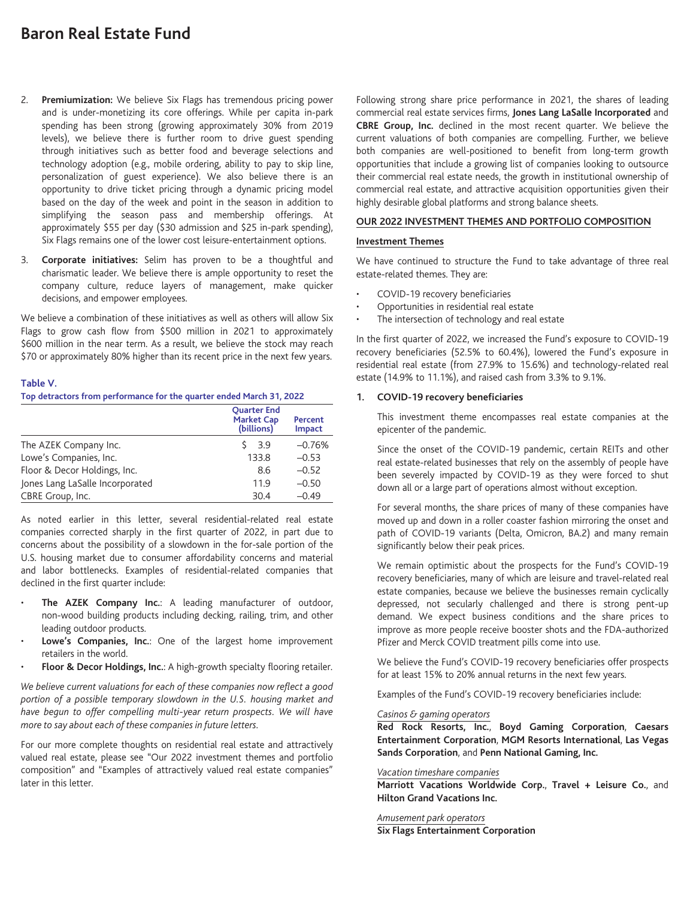2. **Premiumization:** We believe Six Flags has tremendous pricing power and is under-monetizing its core offerings. While per capita in-park spending has been strong (growing approximately 30% from 2019 levels), we believe there is further room to drive guest spending through initiatives such as better food and beverage selections and technology adoption (e.g., mobile ordering, ability to pay to skip line, personalization of guest experience). We also believe there is an opportunity to drive ticket pricing through a dynamic pricing model based on the day of the week and point in the season in addition to simplifying the season pass and membership offerings. At approximately $55 per day ($30 admission and $25 in-park spending), Six Flags remains one of the lower cost leisure-entertainment options.

3. **Corporate initiatives:** Selim has proven to be a thoughtful and charismatic leader. We believe there is ample opportunity to reset the company culture, reduce layers of management, make quicker decisions, and empower employees.

We believe a combination of these initiatives as well as others will allow Six Flags to grow cash flow from $500 million in 2021 to approximately $600 million in the near term. As a result, we believe the stock may reach $70 or approximately 80% higher than its recent price in the next few years.

**Table V.**
**Top detractors from performance for the quarter ended March 31, 2022**

| | Quarter End Market Cap (billions) | Percent Impact |
|---|---|---|
| The AZEK Company Inc. | $ 3.9 | –0.76% |
| Lowe's Companies, Inc. | 133.8 | –0.53 |
| Floor & Decor Holdings, Inc. | 8.6 | –0.52 |
| Jones Lang LaSalle Incorporated | 11.9 | –0.50 |
| CBRE Group, Inc. | 30.4 | –0.49 |

As noted earlier in this letter, several residential-related real estate companies corrected sharply in the first quarter of 2022, in part due to concerns about the possibility of a slowdown in the for-sale portion of the U.S. housing market due to consumer affordability concerns and material and labor bottlenecks. Examples of residential-related companies that declined in the first quarter include:

- **The AZEK Company Inc.**: A leading manufacturer of outdoor, non-wood building products including decking, railing, trim, and other leading outdoor products.
- **Lowe's Companies, Inc.**: One of the largest home improvement retailers in the world.
- **Floor & Decor Holdings, Inc.**: A high-growth specialty flooring retailer.

*We believe current valuations for each of these companies now reflect a good portion of a possible temporary slowdown in the U.S. housing market and have begun to offer compelling multi-year return prospects. We will have more to say about each of these companies in future letters.*

For our more complete thoughts on residential real estate and attractively valued real estate, please see "Our 2022 investment themes and portfolio composition" and "Examples of attractively valued real estate companies" later in this letter.

Following strong share price performance in 2021, the shares of leading commercial real estate services firms, **Jones Lang LaSalle Incorporated** and **CBRE Group, Inc.** declined in the most recent quarter. We believe the current valuations of both companies are compelling. Further, we believe both companies are well-positioned to benefit from long-term growth opportunities that include a growing list of companies looking to outsource their commercial real estate needs, the growth in institutional ownership of commercial real estate, and attractive acquisition opportunities given their highly desirable global platforms and strong balance sheets.

## OUR 2022 INVESTMENT THEMES AND PORTFOLIO COMPOSITION

### Investment Themes

We have continued to structure the Fund to take advantage of three real estate-related themes. They are:

- COVID-19 recovery beneficiaries
- Opportunities in residential real estate
- The intersection of technology and real estate

In the first quarter of 2022, we increased the Fund's exposure to COVID-19 recovery beneficiaries (52.5% to 60.4%), lowered the Fund's exposure in residential real estate (from 27.9% to 15.6%) and technology-related real estate (14.9% to 11.1%), and raised cash from 3.3% to 9.1%.

**1. COVID-19 recovery beneficiaries**

This investment theme encompasses real estate companies at the epicenter of the pandemic.

Since the onset of the COVID-19 pandemic, certain REITs and other real estate-related businesses that rely on the assembly of people have been severely impacted by COVID-19 as they were forced to shut down all or a large part of operations almost without exception.

For several months, the share prices of many of these companies have moved up and down in a roller coaster fashion mirroring the onset and path of COVID-19 variants (Delta, Omicron, BA.2) and many remain significantly below their peak prices.

We remain optimistic about the prospects for the Fund's COVID-19 recovery beneficiaries, many of which are leisure and travel-related real estate companies, because we believe the businesses remain cyclically depressed, not secularly challenged and there is strong pent-up demand. We expect business conditions and the share prices to improve as more people receive booster shots and the FDA-authorized Pfizer and Merck COVID treatment pills come into use.

We believe the Fund's COVID-19 recovery beneficiaries offer prospects for at least 15% to 20% annual returns in the next few years.

Examples of the Fund's COVID-19 recovery beneficiaries include:

*Casinos & gaming operators*
**Red Rock Resorts, Inc.**, **Boyd Gaming Corporation**, **Caesars Entertainment Corporation**, **MGM Resorts International**, **Las Vegas Sands Corporation**, and **Penn National Gaming, Inc.**

*Vacation timeshare companies*
**Marriott Vacations Worldwide Corp.**, **Travel + Leisure Co.**, and **Hilton Grand Vacations Inc.**

*Amusement park operators*
**Six Flags Entertainment Corporation**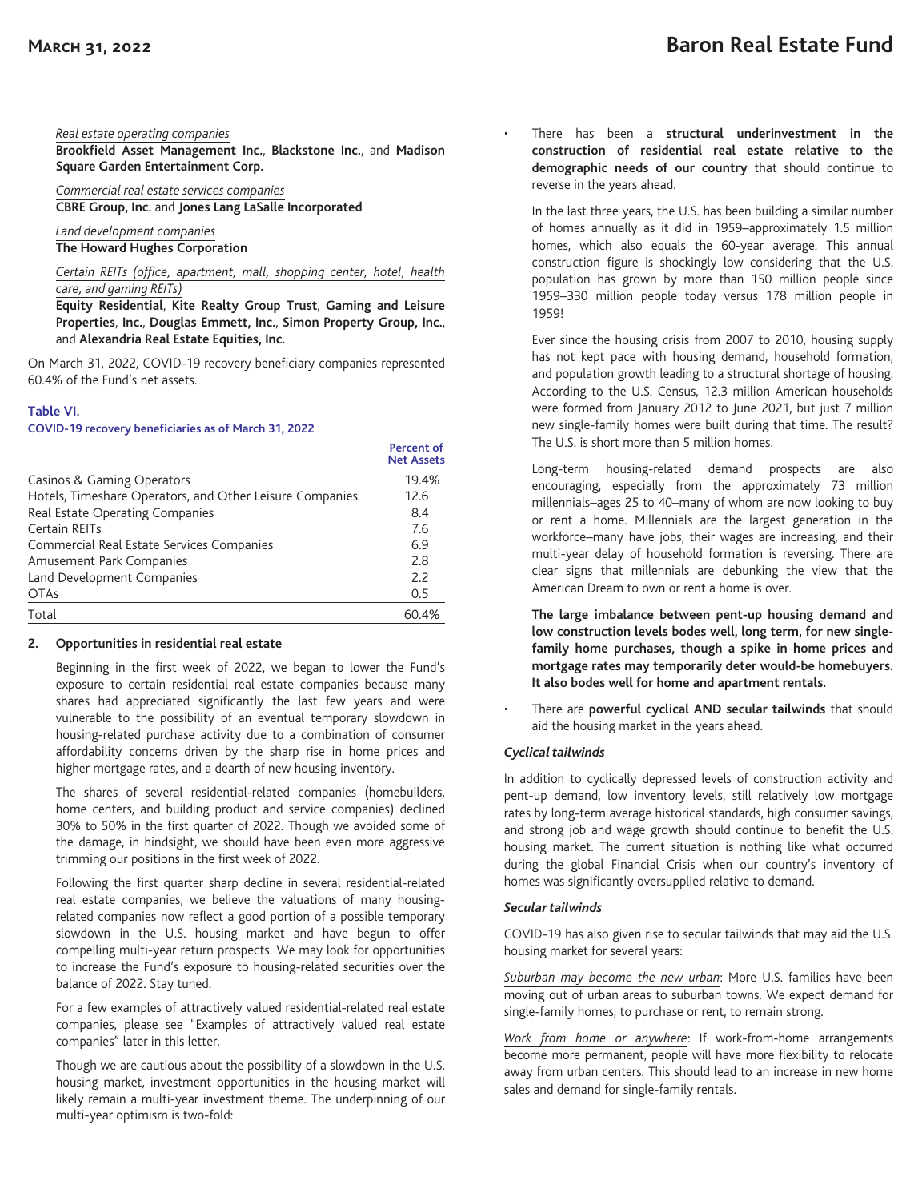*Real estate operating companies*

**Brookfield Asset Management Inc.**, **Blackstone Inc.**, and **Madison Square Garden Entertainment Corp.**

*Commercial real estate services companies*

**CBRE Group, Inc.** and **Jones Lang LaSalle Incorporated**

*Land development companies*

**The Howard Hughes Corporation**

*Certain REITs (office, apartment, mall, shopping center, hotel, health care, and gaming REITs)*

**Equity Residential**, **Kite Realty Group Trust**, **Gaming and Leisure Properties**, **Inc.**, **Douglas Emmett, Inc.**, **Simon Property Group, Inc.**, and **Alexandria Real Estate Equities, Inc.**

On March 31, 2022, COVID-19 recovery beneficiary companies represented 60.4% of the Fund's net assets.

**Table VI.**

**COVID-19 recovery beneficiaries as of March 31, 2022**

| | Percent of Net Assets |
|---|---|
| Casinos & Gaming Operators | 19.4% |
| Hotels, Timeshare Operators, and Other Leisure Companies | 12.6 |
| Real Estate Operating Companies | 8.4 |
| Certain REITs | 7.6 |
| Commercial Real Estate Services Companies | 6.9 |
| Amusement Park Companies | 2.8 |
| Land Development Companies | 2.2 |
| OTAs | 0.5 |
| Total | 60.4% |

**2. Opportunities in residential real estate**

Beginning in the first week of 2022, we began to lower the Fund's exposure to certain residential real estate companies because many shares had appreciated significantly the last few years and were vulnerable to the possibility of an eventual temporary slowdown in housing-related purchase activity due to a combination of consumer affordability concerns driven by the sharp rise in home prices and higher mortgage rates, and a dearth of new housing inventory.

The shares of several residential-related companies (homebuilders, home centers, and building product and service companies) declined 30% to 50% in the first quarter of 2022. Though we avoided some of the damage, in hindsight, we should have been even more aggressive trimming our positions in the first week of 2022.

Following the first quarter sharp decline in several residential-related real estate companies, we believe the valuations of many housing-related companies now reflect a good portion of a possible temporary slowdown in the U.S. housing market and have begun to offer compelling multi-year return prospects. We may look for opportunities to increase the Fund's exposure to housing-related securities over the balance of 2022. Stay tuned.

For a few examples of attractively valued residential-related real estate companies, please see "Examples of attractively valued real estate companies" later in this letter.

Though we are cautious about the possibility of a slowdown in the U.S. housing market, investment opportunities in the housing market will likely remain a multi-year investment theme. The underpinning of our multi-year optimism is two-fold:

- There has been a **structural underinvestment in the construction of residential real estate relative to the demographic needs of our country** that should continue to reverse in the years ahead.

  In the last three years, the U.S. has been building a similar number of homes annually as it did in 1959–approximately 1.5 million homes, which also equals the 60-year average. This annual construction figure is shockingly low considering that the U.S. population has grown by more than 150 million people since 1959–330 million people today versus 178 million people in 1959!

  Ever since the housing crisis from 2007 to 2010, housing supply has not kept pace with housing demand, household formation, and population growth leading to a structural shortage of housing. According to the U.S. Census, 12.3 million American households were formed from January 2012 to June 2021, but just 7 million new single-family homes were built during that time. The result? The U.S. is short more than 5 million homes.

  Long-term housing-related demand prospects are also encouraging, especially from the approximately 73 million millennials–ages 25 to 40–many of whom are now looking to buy or rent a home. Millennials are the largest generation in the workforce–many have jobs, their wages are increasing, and their multi-year delay of household formation is reversing. There are clear signs that millennials are debunking the view that the American Dream to own or rent a home is over.

  **The large imbalance between pent-up housing demand and low construction levels bodes well, long term, for new single-family home purchases, though a spike in home prices and mortgage rates may temporarily deter would-be homebuyers. It also bodes well for home and apartment rentals.**

- There are **powerful cyclical AND secular tailwinds** that should aid the housing market in the years ahead.

***Cyclical tailwinds***

In addition to cyclically depressed levels of construction activity and pent-up demand, low inventory levels, still relatively low mortgage rates by long-term average historical standards, high consumer savings, and strong job and wage growth should continue to benefit the U.S. housing market. The current situation is nothing like what occurred during the global Financial Crisis when our country's inventory of homes was significantly oversupplied relative to demand.

***Secular tailwinds***

COVID-19 has also given rise to secular tailwinds that may aid the U.S. housing market for several years:

*Suburban may become the new urban*: More U.S. families have been moving out of urban areas to suburban towns. We expect demand for single-family homes, to purchase or rent, to remain strong.

*Work from home or anywhere*: If work-from-home arrangements become more permanent, people will have more flexibility to relocate away from urban centers. This should lead to an increase in new home sales and demand for single-family rentals.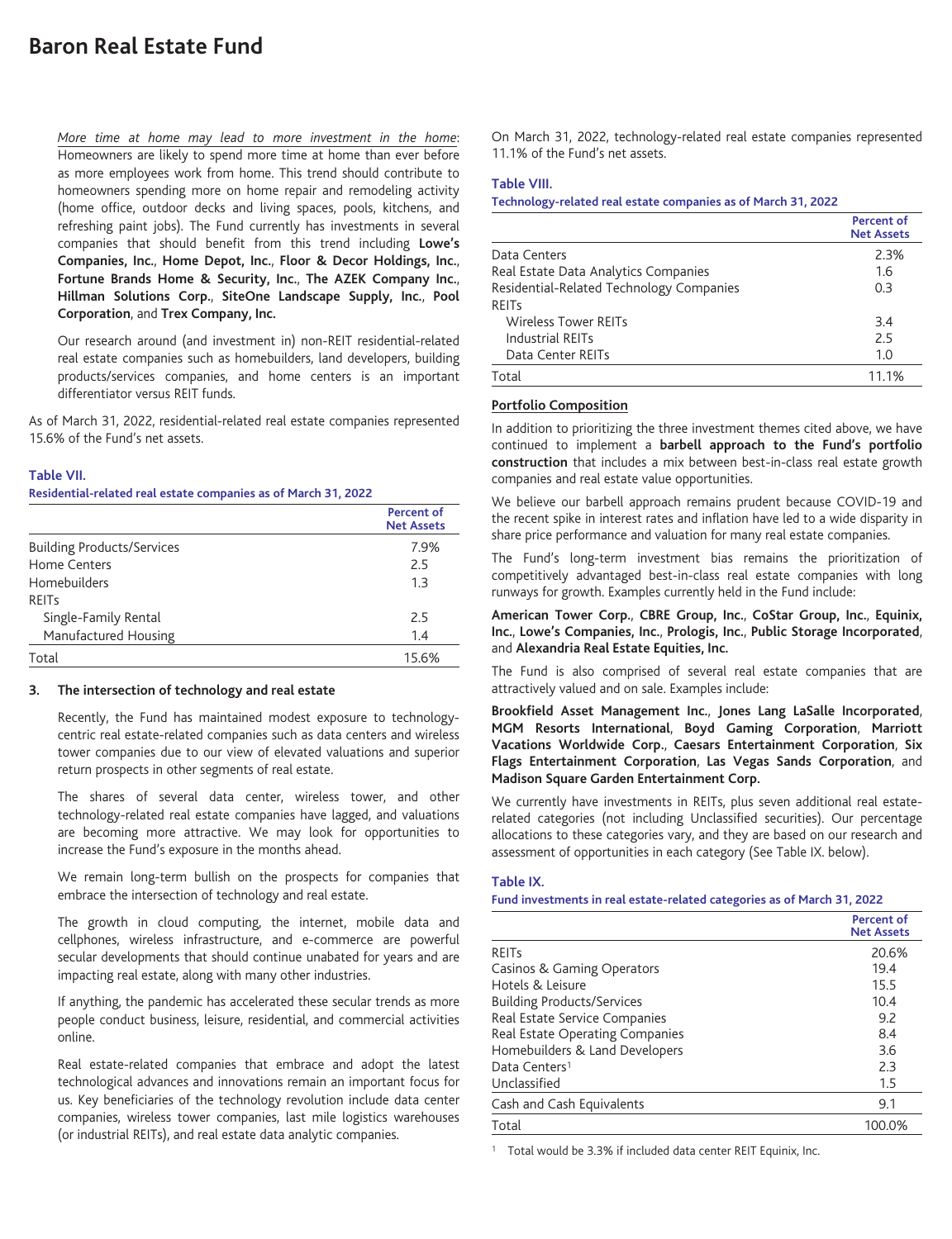# Baron Real Estate Fund

*More time at home may lead to more investment in the home*: Homeowners are likely to spend more time at home than ever before as more employees work from home. This trend should contribute to homeowners spending more on home repair and remodeling activity (home office, outdoor decks and living spaces, pools, kitchens, and refreshing paint jobs). The Fund currently has investments in several companies that should benefit from this trend including **Lowe's Companies, Inc.**, **Home Depot, Inc.**, **Floor & Decor Holdings, Inc.**, **Fortune Brands Home & Security, Inc.**, **The AZEK Company Inc.**, **Hillman Solutions Corp.**, **SiteOne Landscape Supply, Inc.**, **Pool Corporation**, and **Trex Company, Inc.**

Our research around (and investment in) non-REIT residential-related real estate companies such as homebuilders, land developers, building products/services companies, and home centers is an important differentiator versus REIT funds.

As of March 31, 2022, residential-related real estate companies represented 15.6% of the Fund's net assets.

**Table VII.**
**Residential-related real estate companies as of March 31, 2022**

| | Percent of Net Assets |
|---|---|
| Building Products/Services | 7.9% |
| Home Centers | 2.5 |
| Homebuilders | 1.3 |
| REITs | |
| Single-Family Rental | 2.5 |
| Manufactured Housing | 1.4 |
| Total | 15.6% |

**3. The intersection of technology and real estate**

Recently, the Fund has maintained modest exposure to technology-centric real estate-related companies such as data centers and wireless tower companies due to our view of elevated valuations and superior return prospects in other segments of real estate.

The shares of several data center, wireless tower, and other technology-related real estate companies have lagged, and valuations are becoming more attractive. We may look for opportunities to increase the Fund's exposure in the months ahead.

We remain long-term bullish on the prospects for companies that embrace the intersection of technology and real estate.

The growth in cloud computing, the internet, mobile data and cellphones, wireless infrastructure, and e-commerce are powerful secular developments that should continue unabated for years and are impacting real estate, along with many other industries.

If anything, the pandemic has accelerated these secular trends as more people conduct business, leisure, residential, and commercial activities online.

Real estate-related companies that embrace and adopt the latest technological advances and innovations remain an important focus for us. Key beneficiaries of the technology revolution include data center companies, wireless tower companies, last mile logistics warehouses (or industrial REITs), and real estate data analytic companies.

On March 31, 2022, technology-related real estate companies represented 11.1% of the Fund's net assets.

**Table VIII.**
**Technology-related real estate companies as of March 31, 2022**

| | Percent of Net Assets |
|---|---|
| Data Centers | 2.3% |
| Real Estate Data Analytics Companies | 1.6 |
| Residential-Related Technology Companies | 0.3 |
| REITs | |
| Wireless Tower REITs | 3.4 |
| Industrial REITs | 2.5 |
| Data Center REITs | 1.0 |
| Total | 11.1% |

**Portfolio Composition**

In addition to prioritizing the three investment themes cited above, we have continued to implement a **barbell approach to the Fund's portfolio construction** that includes a mix between best-in-class real estate growth companies and real estate value opportunities.

We believe our barbell approach remains prudent because COVID-19 and the recent spike in interest rates and inflation have led to a wide disparity in share price performance and valuation for many real estate companies.

The Fund's long-term investment bias remains the prioritization of competitively advantaged best-in-class real estate companies with long runways for growth. Examples currently held in the Fund include:

**American Tower Corp.**, **CBRE Group, Inc.**, **CoStar Group, Inc.**, **Equinix, Inc.**, **Lowe's Companies, Inc.**, **Prologis, Inc.**, **Public Storage Incorporated**, and **Alexandria Real Estate Equities, Inc.**

The Fund is also comprised of several real estate companies that are attractively valued and on sale. Examples include:

**Brookfield Asset Management Inc.**, **Jones Lang LaSalle Incorporated**, **MGM Resorts International**, **Boyd Gaming Corporation**, **Marriott Vacations Worldwide Corp.**, **Caesars Entertainment Corporation**, **Six Flags Entertainment Corporation**, **Las Vegas Sands Corporation**, and **Madison Square Garden Entertainment Corp.**

We currently have investments in REITs, plus seven additional real estate-related categories (not including Unclassified securities). Our percentage allocations to these categories vary, and they are based on our research and assessment of opportunities in each category (See Table IX. below).

**Table IX.**
**Fund investments in real estate-related categories as of March 31, 2022**

| | Percent of Net Assets |
|---|---|
| REITs | 20.6% |
| Casinos & Gaming Operators | 19.4 |
| Hotels & Leisure | 15.5 |
| Building Products/Services | 10.4 |
| Real Estate Service Companies | 9.2 |
| Real Estate Operating Companies | 8.4 |
| Homebuilders & Land Developers | 3.6 |
| Data Centers[1] | 2.3 |
| Unclassified | 1.5 |
| Cash and Cash Equivalents | 9.1 |
| Total | 100.0% |

[1] Total would be 3.3% if included data center REIT Equinix, Inc.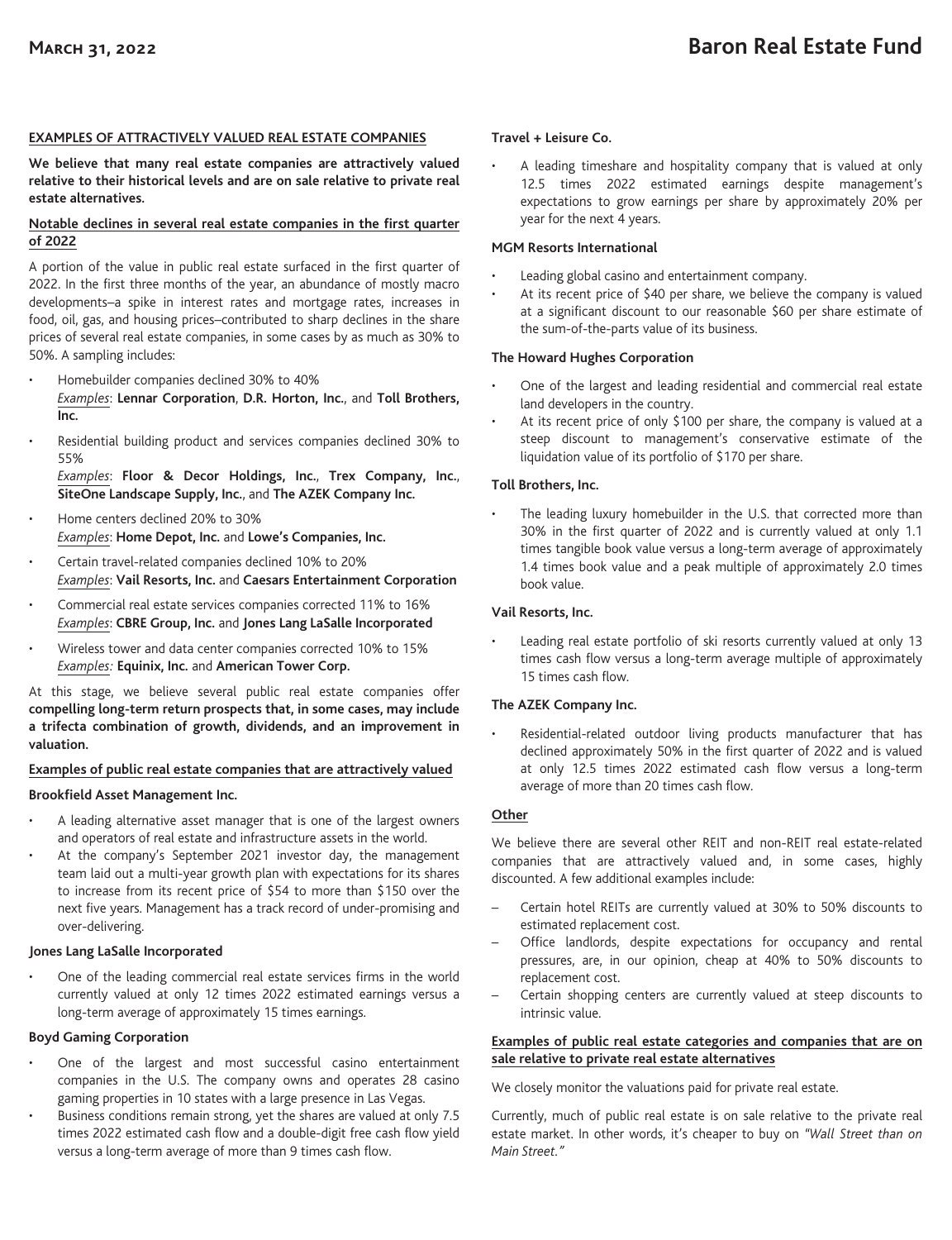## EXAMPLES OF ATTRACTIVELY VALUED REAL ESTATE COMPANIES

**We believe that many real estate companies are attractively valued relative to their historical levels and are on sale relative to private real estate alternatives.**

### Notable declines in several real estate companies in the first quarter of 2022

A portion of the value in public real estate surfaced in the first quarter of 2022. In the first three months of the year, an abundance of mostly macro developments–a spike in interest rates and mortgage rates, increases in food, oil, gas, and housing prices–contributed to sharp declines in the share prices of several real estate companies, in some cases by as much as 30% to 50%. A sampling includes:

- Homebuilder companies declined 30% to 40%
  *Examples*: **Lennar Corporation**, **D.R. Horton, Inc.**, and **Toll Brothers, Inc.**
- Residential building product and services companies declined 30% to 55%
  *Examples*: **Floor & Decor Holdings, Inc.**, **Trex Company, Inc.**, **SiteOne Landscape Supply, Inc.**, and **The AZEK Company Inc.**
- Home centers declined 20% to 30%
  *Examples*: **Home Depot, Inc.** and **Lowe's Companies, Inc.**
- Certain travel-related companies declined 10% to 20%
  *Examples*: **Vail Resorts, Inc.** and **Caesars Entertainment Corporation**
- Commercial real estate services companies corrected 11% to 16%
  *Examples*: **CBRE Group, Inc.** and **Jones Lang LaSalle Incorporated**
- Wireless tower and data center companies corrected 10% to 15%
  *Examples:* **Equinix, Inc.** and **American Tower Corp.**

At this stage, we believe several public real estate companies offer **compelling long-term return prospects that, in some cases, may include a trifecta combination of growth, dividends, and an improvement in valuation.**

### Examples of public real estate companies that are attractively valued

**Brookfield Asset Management Inc.**

- A leading alternative asset manager that is one of the largest owners and operators of real estate and infrastructure assets in the world.
- At the company's September 2021 investor day, the management team laid out a multi-year growth plan with expectations for its shares to increase from its recent price of $54 to more than $150 over the next five years. Management has a track record of under-promising and over-delivering.

**Jones Lang LaSalle Incorporated**

- One of the leading commercial real estate services firms in the world currently valued at only 12 times 2022 estimated earnings versus a long-term average of approximately 15 times earnings.

**Boyd Gaming Corporation**

- One of the largest and most successful casino entertainment companies in the U.S. The company owns and operates 28 casino gaming properties in 10 states with a large presence in Las Vegas.
- Business conditions remain strong, yet the shares are valued at only 7.5 times 2022 estimated cash flow and a double-digit free cash flow yield versus a long-term average of more than 9 times cash flow.

**Travel + Leisure Co.**

- A leading timeshare and hospitality company that is valued at only 12.5 times 2022 estimated earnings despite management's expectations to grow earnings per share by approximately 20% per year for the next 4 years.

**MGM Resorts International**

- Leading global casino and entertainment company.
- At its recent price of $40 per share, we believe the company is valued at a significant discount to our reasonable $60 per share estimate of the sum-of-the-parts value of its business.

**The Howard Hughes Corporation**

- One of the largest and leading residential and commercial real estate land developers in the country.
- At its recent price of only $100 per share, the company is valued at a steep discount to management's conservative estimate of the liquidation value of its portfolio of $170 per share.

**Toll Brothers, Inc.**

- The leading luxury homebuilder in the U.S. that corrected more than 30% in the first quarter of 2022 and is currently valued at only 1.1 times tangible book value versus a long-term average of approximately 1.4 times book value and a peak multiple of approximately 2.0 times book value.

**Vail Resorts, Inc.**

- Leading real estate portfolio of ski resorts currently valued at only 13 times cash flow versus a long-term average multiple of approximately 15 times cash flow.

**The AZEK Company Inc.**

- Residential-related outdoor living products manufacturer that has declined approximately 50% in the first quarter of 2022 and is valued at only 12.5 times 2022 estimated cash flow versus a long-term average of more than 20 times cash flow.

### Other

We believe there are several other REIT and non-REIT real estate-related companies that are attractively valued and, in some cases, highly discounted. A few additional examples include:

- Certain hotel REITs are currently valued at 30% to 50% discounts to estimated replacement cost.
- Office landlords, despite expectations for occupancy and rental pressures, are, in our opinion, cheap at 40% to 50% discounts to replacement cost.
- Certain shopping centers are currently valued at steep discounts to intrinsic value.

### Examples of public real estate categories and companies that are on sale relative to private real estate alternatives

We closely monitor the valuations paid for private real estate.

Currently, much of public real estate is on sale relative to the private real estate market. In other words, it's cheaper to buy on *"Wall Street than on Main Street."*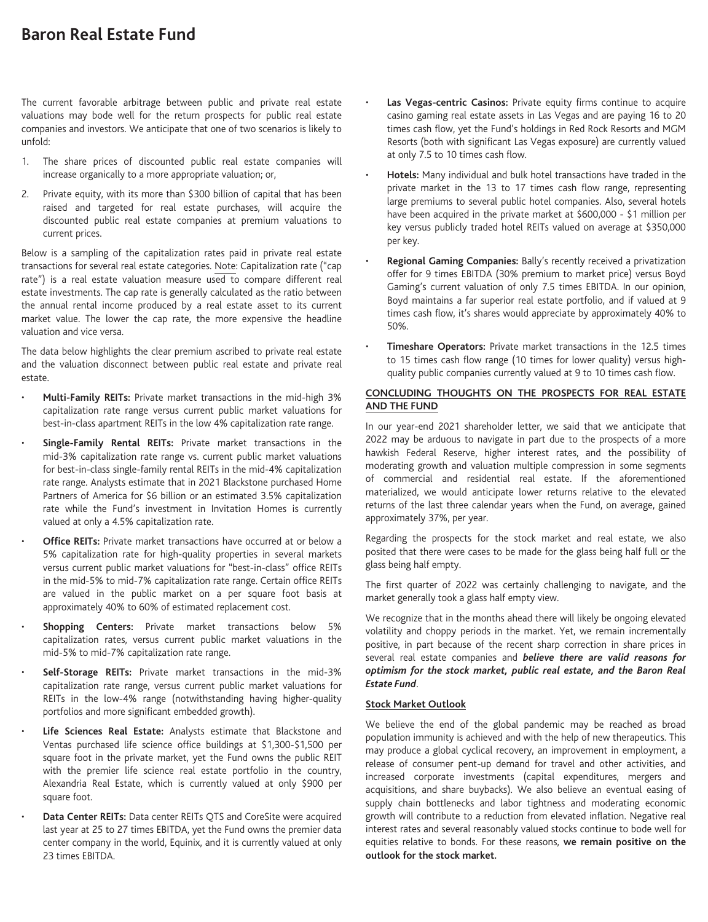# Baron Real Estate Fund

The current favorable arbitrage between public and private real estate valuations may bode well for the return prospects for public real estate companies and investors. We anticipate that one of two scenarios is likely to unfold:

1. The share prices of discounted public real estate companies will increase organically to a more appropriate valuation; or,
2. Private equity, with its more than $300 billion of capital that has been raised and targeted for real estate purchases, will acquire the discounted public real estate companies at premium valuations to current prices.

Below is a sampling of the capitalization rates paid in private real estate transactions for several real estate categories. Note: Capitalization rate ("cap rate") is a real estate valuation measure used to compare different real estate investments. The cap rate is generally calculated as the ratio between the annual rental income produced by a real estate asset to its current market value. The lower the cap rate, the more expensive the headline valuation and vice versa.

The data below highlights the clear premium ascribed to private real estate and the valuation disconnect between public real estate and private real estate.

- **Multi-Family REITs:** Private market transactions in the mid-high 3% capitalization rate range versus current public market valuations for best-in-class apartment REITs in the low 4% capitalization rate range.
- **Single-Family Rental REITs:** Private market transactions in the mid-3% capitalization rate range vs. current public market valuations for best-in-class single-family rental REITs in the mid-4% capitalization rate range. Analysts estimate that in 2021 Blackstone purchased Home Partners of America for $6 billion or an estimated 3.5% capitalization rate while the Fund's investment in Invitation Homes is currently valued at only a 4.5% capitalization rate.
- **Office REITs:** Private market transactions have occurred at or below a 5% capitalization rate for high-quality properties in several markets versus current public market valuations for "best-in-class" office REITs in the mid-5% to mid-7% capitalization rate range. Certain office REITs are valued in the public market on a per square foot basis at approximately 40% to 60% of estimated replacement cost.
- **Shopping Centers:** Private market transactions below 5% capitalization rates, versus current public market valuations in the mid-5% to mid-7% capitalization rate range.
- **Self-Storage REITs:** Private market transactions in the mid-3% capitalization rate range, versus current public market valuations for REITs in the low-4% range (notwithstanding having higher-quality portfolios and more significant embedded growth).
- **Life Sciences Real Estate:** Analysts estimate that Blackstone and Ventas purchased life science office buildings at $1,300-$1,500 per square foot in the private market, yet the Fund owns the public REIT with the premier life science real estate portfolio in the country, Alexandria Real Estate, which is currently valued at only $900 per square foot.
- **Data Center REITs:** Data center REITs QTS and CoreSite were acquired last year at 25 to 27 times EBITDA, yet the Fund owns the premier data center company in the world, Equinix, and it is currently valued at only 23 times EBITDA.
- **Las Vegas-centric Casinos:** Private equity firms continue to acquire casino gaming real estate assets in Las Vegas and are paying 16 to 20 times cash flow, yet the Fund's holdings in Red Rock Resorts and MGM Resorts (both with significant Las Vegas exposure) are currently valued at only 7.5 to 10 times cash flow.
- **Hotels:** Many individual and bulk hotel transactions have traded in the private market in the 13 to 17 times cash flow range, representing large premiums to several public hotel companies. Also, several hotels have been acquired in the private market at $600,000 - $1 million per key versus publicly traded hotel REITs valued on average at $350,000 per key.
- **Regional Gaming Companies:** Bally's recently received a privatization offer for 9 times EBITDA (30% premium to market price) versus Boyd Gaming's current valuation of only 7.5 times EBITDA. In our opinion, Boyd maintains a far superior real estate portfolio, and if valued at 9 times cash flow, it's shares would appreciate by approximately 40% to 50%.
- **Timeshare Operators:** Private market transactions in the 12.5 times to 15 times cash flow range (10 times for lower quality) versus high-quality public companies currently valued at 9 to 10 times cash flow.

## CONCLUDING THOUGHTS ON THE PROSPECTS FOR REAL ESTATE AND THE FUND

In our year-end 2021 shareholder letter, we said that we anticipate that 2022 may be arduous to navigate in part due to the prospects of a more hawkish Federal Reserve, higher interest rates, and the possibility of moderating growth and valuation multiple compression in some segments of commercial and residential real estate. If the aforementioned materialized, we would anticipate lower returns relative to the elevated returns of the last three calendar years when the Fund, on average, gained approximately 37%, per year.

Regarding the prospects for the stock market and real estate, we also posited that there were cases to be made for the glass being half full or the glass being half empty.

The first quarter of 2022 was certainly challenging to navigate, and the market generally took a glass half empty view.

We recognize that in the months ahead there will likely be ongoing elevated volatility and choppy periods in the market. Yet, we remain incrementally positive, in part because of the recent sharp correction in share prices in several real estate companies and ***believe there are valid reasons for optimism for the stock market, public real estate, and the Baron Real Estate Fund***.

### Stock Market Outlook

We believe the end of the global pandemic may be reached as broad population immunity is achieved and with the help of new therapeutics. This may produce a global cyclical recovery, an improvement in employment, a release of consumer pent-up demand for travel and other activities, and increased corporate investments (capital expenditures, mergers and acquisitions, and share buybacks). We also believe an eventual easing of supply chain bottlenecks and labor tightness and moderating economic growth will contribute to a reduction from elevated inflation. Negative real interest rates and several reasonably valued stocks continue to bode well for equities relative to bonds. For these reasons, **we remain positive on the outlook for the stock market.**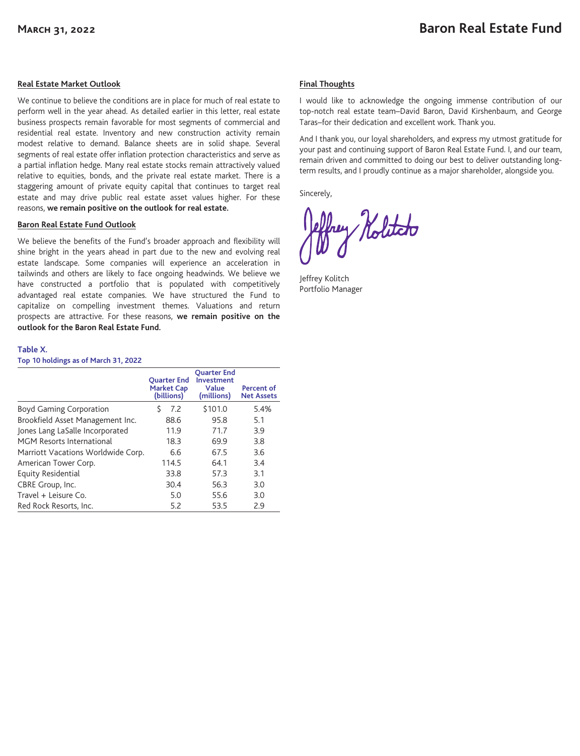#### Real Estate Market Outlook

We continue to believe the conditions are in place for much of real estate to perform well in the year ahead. As detailed earlier in this letter, real estate business prospects remain favorable for most segments of commercial and residential real estate. Inventory and new construction activity remain modest relative to demand. Balance sheets are in solid shape. Several segments of real estate offer inflation protection characteristics and serve as a partial inflation hedge. Many real estate stocks remain attractively valued relative to equities, bonds, and the private real estate market. There is a staggering amount of private equity capital that continues to target real estate and may drive public real estate asset values higher. For these reasons, **we remain positive on the outlook for real estate.**

#### Baron Real Estate Fund Outlook

We believe the benefits of the Fund's broader approach and flexibility will shine bright in the years ahead in part due to the new and evolving real estate landscape. Some companies will experience an acceleration in tailwinds and others are likely to face ongoing headwinds. We believe we have constructed a portfolio that is populated with competitively advantaged real estate companies. We have structured the Fund to capitalize on compelling investment themes. Valuations and return prospects are attractive. For these reasons, **we remain positive on the outlook for the Baron Real Estate Fund.**

**Table X.**
**Top 10 holdings as of March 31, 2022**

| | Quarter End Market Cap (billions) | Quarter End Investment Value (millions) | Percent of Net Assets |
|---|---|---|---|
| Boyd Gaming Corporation | $ 7.2 | $101.0 | 5.4% |
| Brookfield Asset Management Inc. | 88.6 | 95.8 | 5.1 |
| Jones Lang LaSalle Incorporated | 11.9 | 71.7 | 3.9 |
| MGM Resorts International | 18.3 | 69.9 | 3.8 |
| Marriott Vacations Worldwide Corp. | 6.6 | 67.5 | 3.6 |
| American Tower Corp. | 114.5 | 64.1 | 3.4 |
| Equity Residential | 33.8 | 57.3 | 3.1 |
| CBRE Group, Inc. | 30.4 | 56.3 | 3.0 |
| Travel + Leisure Co. | 5.0 | 55.6 | 3.0 |
| Red Rock Resorts, Inc. | 5.2 | 53.5 | 2.9 |

#### Final Thoughts

I would like to acknowledge the ongoing immense contribution of our top-notch real estate team–David Baron, David Kirshenbaum, and George Taras–for their dedication and excellent work. Thank you.

And I thank you, our loyal shareholders, and express my utmost gratitude for your past and continuing support of Baron Real Estate Fund. I, and our team, remain driven and committed to doing our best to deliver outstanding long-term results, and I proudly continue as a major shareholder, alongside you.

Sincerely,

Jeffrey Kolitch
Portfolio Manager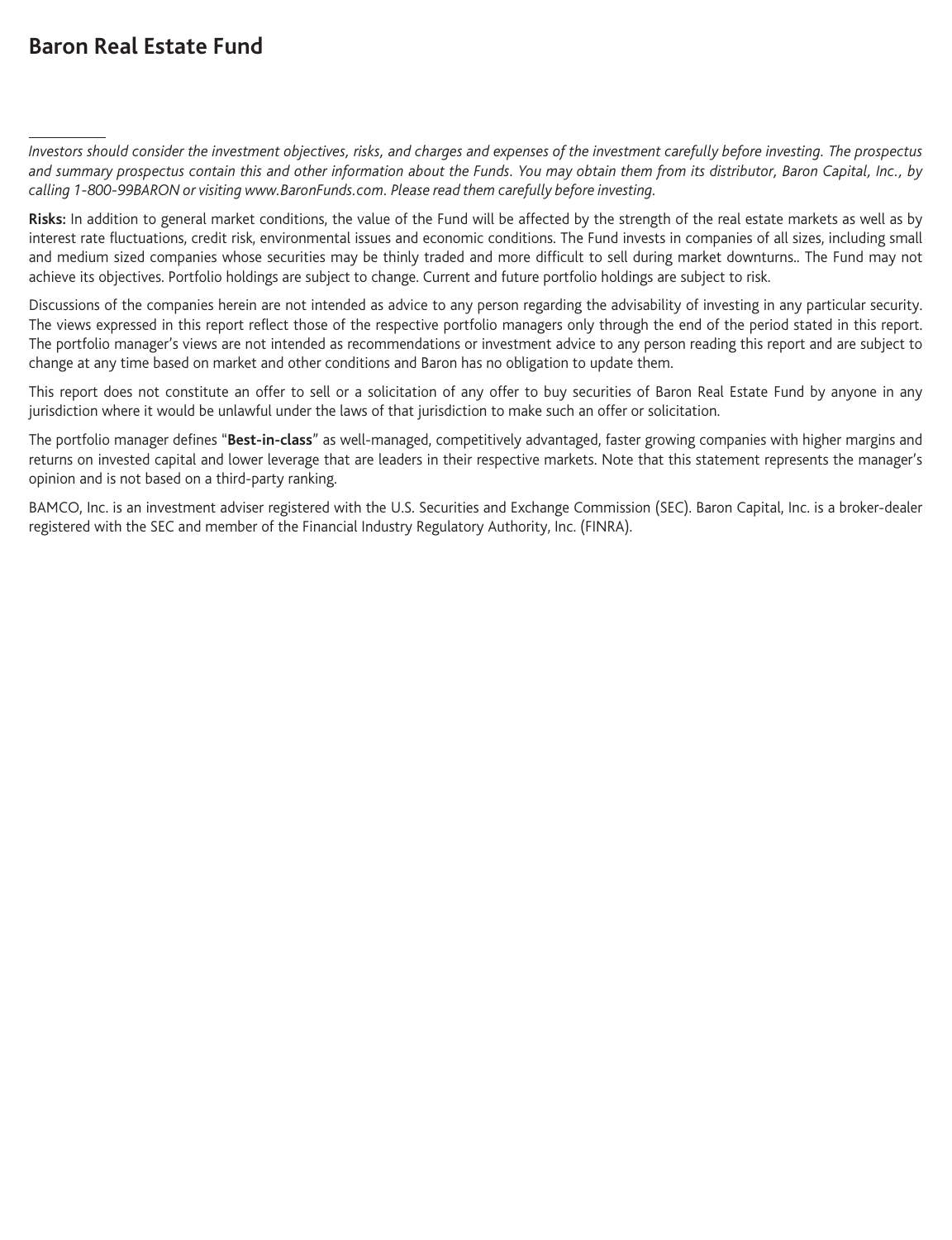# Baron Real Estate Fund

*Investors should consider the investment objectives, risks, and charges and expenses of the investment carefully before investing. The prospectus and summary prospectus contain this and other information about the Funds. You may obtain them from its distributor, Baron Capital, Inc., by calling 1-800-99BARON or visiting www.BaronFunds.com. Please read them carefully before investing.*

**Risks:** In addition to general market conditions, the value of the Fund will be affected by the strength of the real estate markets as well as by interest rate fluctuations, credit risk, environmental issues and economic conditions. The Fund invests in companies of all sizes, including small and medium sized companies whose securities may be thinly traded and more difficult to sell during market downturns.. The Fund may not achieve its objectives. Portfolio holdings are subject to change. Current and future portfolio holdings are subject to risk.

Discussions of the companies herein are not intended as advice to any person regarding the advisability of investing in any particular security. The views expressed in this report reflect those of the respective portfolio managers only through the end of the period stated in this report. The portfolio manager's views are not intended as recommendations or investment advice to any person reading this report and are subject to change at any time based on market and other conditions and Baron has no obligation to update them.

This report does not constitute an offer to sell or a solicitation of any offer to buy securities of Baron Real Estate Fund by anyone in any jurisdiction where it would be unlawful under the laws of that jurisdiction to make such an offer or solicitation.

The portfolio manager defines "**Best-in-class**" as well-managed, competitively advantaged, faster growing companies with higher margins and returns on invested capital and lower leverage that are leaders in their respective markets. Note that this statement represents the manager's opinion and is not based on a third-party ranking.

BAMCO, Inc. is an investment adviser registered with the U.S. Securities and Exchange Commission (SEC). Baron Capital, Inc. is a broker-dealer registered with the SEC and member of the Financial Industry Regulatory Authority, Inc. (FINRA).